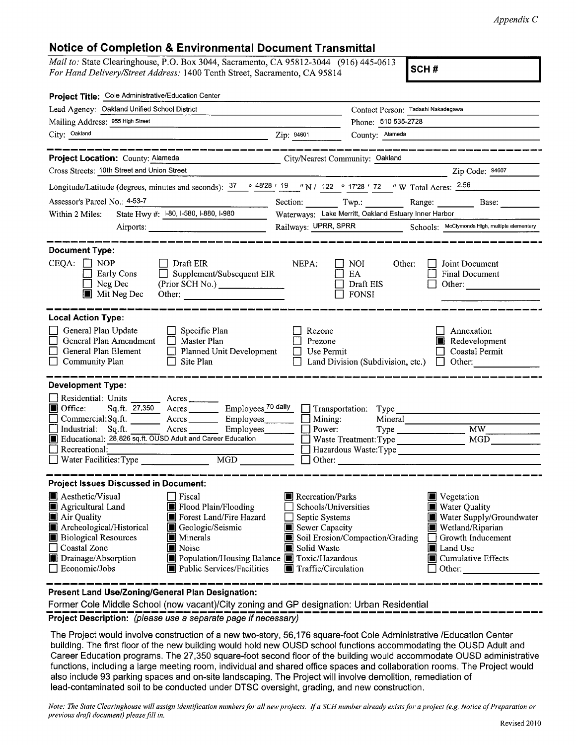*Appendix C*

## Notice of Completion & Environmental Document Transmittal

*Mail to:* State Clearinghouse, P.O. Box 3044, Sacramento, CA 95812-3044 (916) 445-0613
*For Hand Delivery/Street Address:* 1400 Tenth Street, Sacramento, CA 95814

**SCH #**

**Project Title:** Cole Administrative/Education Center

Lead Agency: Oakland Unified School District — Contact Person: Tadashi Nakadegawa

Mailing Address: 955 High Street — Phone: 510 535-2728

City: Oakland — Zip: 94601 — County: Alameda

---

**Project Location:** County: Alameda — City/Nearest Community: Oakland

Cross Streets: 10th Street and Union Street — Zip Code: 94607

Longitude/Latitude (degrees, minutes and seconds): 37 ° 48'28 ' 19 " N / 122 ° 17'28 ' 72 " W Total Acres: 2.56

Assessor's Parcel No.: 4-53-7 — Section: ____ Twp.: ____ Range: ____ Base: ____

Within 2 Miles: State Hwy #: I-80, I-580, I-880, I-980 — Waterways: Lake Merritt, Oakland Estuary Inner Harbor

Airports: ____ — Railways: UPRR, SPRR — Schools: McClymonds High, multiple elementary

---

**Document Type:**

CEQA:
- ☐ NOP
- ☐ Early Cons
- ☐ Neg Dec
- ■ Mit Neg Dec
- ☐ Draft EIR
- ☐ Supplement/Subsequent EIR (Prior SCH No.) ____
- Other: ____

NEPA:
- ☐ NOI
- ☐ EA
- ☐ Draft EIS
- ☐ FONSI

Other:
- ☐ Joint Document
- ☐ Final Document
- ☐ Other: ____

---

**Local Action Type:**

- ☐ General Plan Update
- ☐ General Plan Amendment
- ☐ General Plan Element
- ☐ Community Plan
- ☐ Specific Plan
- ☐ Master Plan
- ☐ Planned Unit Development
- ☐ Site Plan
- ☐ Rezone
- ☐ Prezone
- ☐ Use Permit
- ☐ Land Division (Subdivision, etc.)
- ☐ Annexation
- ■ Redevelopment
- ☐ Coastal Permit
- ☐ Other: ____

---

**Development Type:**

- ☐ Residential: Units ____ Acres ____
- ■ Office: Sq.ft. 27,350 Acres ____ Employees 70 daily
- ☐ Commercial: Sq.ft. ____ Acres ____ Employees ____
- ☐ Industrial: Sq.ft. ____ Acres ____ Employees ____
- ■ Educational: 28,826 sq.ft. OUSD Adult and Career Education
- ☐ Recreational: ____
- ☐ Water Facilities: Type ____ MGD ____
- ☐ Transportation: Type ____
- ☐ Mining: Mineral ____
- ☐ Power: Type ____ MW ____
- ☐ Waste Treatment: Type ____ MGD ____
- ☐ Hazardous Waste: Type ____
- ☐ Other: ____

---

**Project Issues Discussed in Document:**

- ■ Aesthetic/Visual
- ■ Agricultural Land
- ■ Air Quality
- ■ Archeological/Historical
- ■ Biological Resources
- ☐ Coastal Zone
- ■ Drainage/Absorption
- ☐ Economic/Jobs
- ☐ Fiscal
- ■ Flood Plain/Flooding
- ■ Forest Land/Fire Hazard
- ■ Geologic/Seismic
- ■ Minerals
- ■ Noise
- ■ Population/Housing Balance
- ■ Public Services/Facilities
- ■ Recreation/Parks
- ☐ Schools/Universities
- ☐ Septic Systems
- ■ Sewer Capacity
- ■ Soil Erosion/Compaction/Grading
- ■ Solid Waste
- ■ Toxic/Hazardous
- ■ Traffic/Circulation
- ■ Vegetation
- ■ Water Quality
- ■ Water Supply/Groundwater
- ■ Wetland/Riparian
- ☐ Growth Inducement
- ■ Land Use
- ■ Cumulative Effects
- ☐ Other: ____

---

**Present Land Use/Zoning/General Plan Designation:**

Former Cole Middle School (now vacant)/City zoning and GP designation: Urban Residential

**Project Description:** *(please use a separate page if necessary)*

The Project would involve construction of a new two-story, 56,176 square-foot Cole Administrative /Education Center building. The first floor of the new building would hold new OUSD school functions accommodating the OUSD Adult and Career Education programs. The 27,350 square-foot second floor of the building would accommodate OUSD administrative functions, including a large meeting room, individual and shared office spaces and collaboration rooms. The Project would also include 93 parking spaces and on-site landscaping. The Project will involve demolition, remediation of lead-contaminated soil to be conducted under DTSC oversight, grading, and new construction.

*Note: The State Clearinghouse will assign identification numbers for all new projects. If a SCH number already exists for a project (e.g. Notice of Preparation or previous draft document) please fill in.*

Revised 2010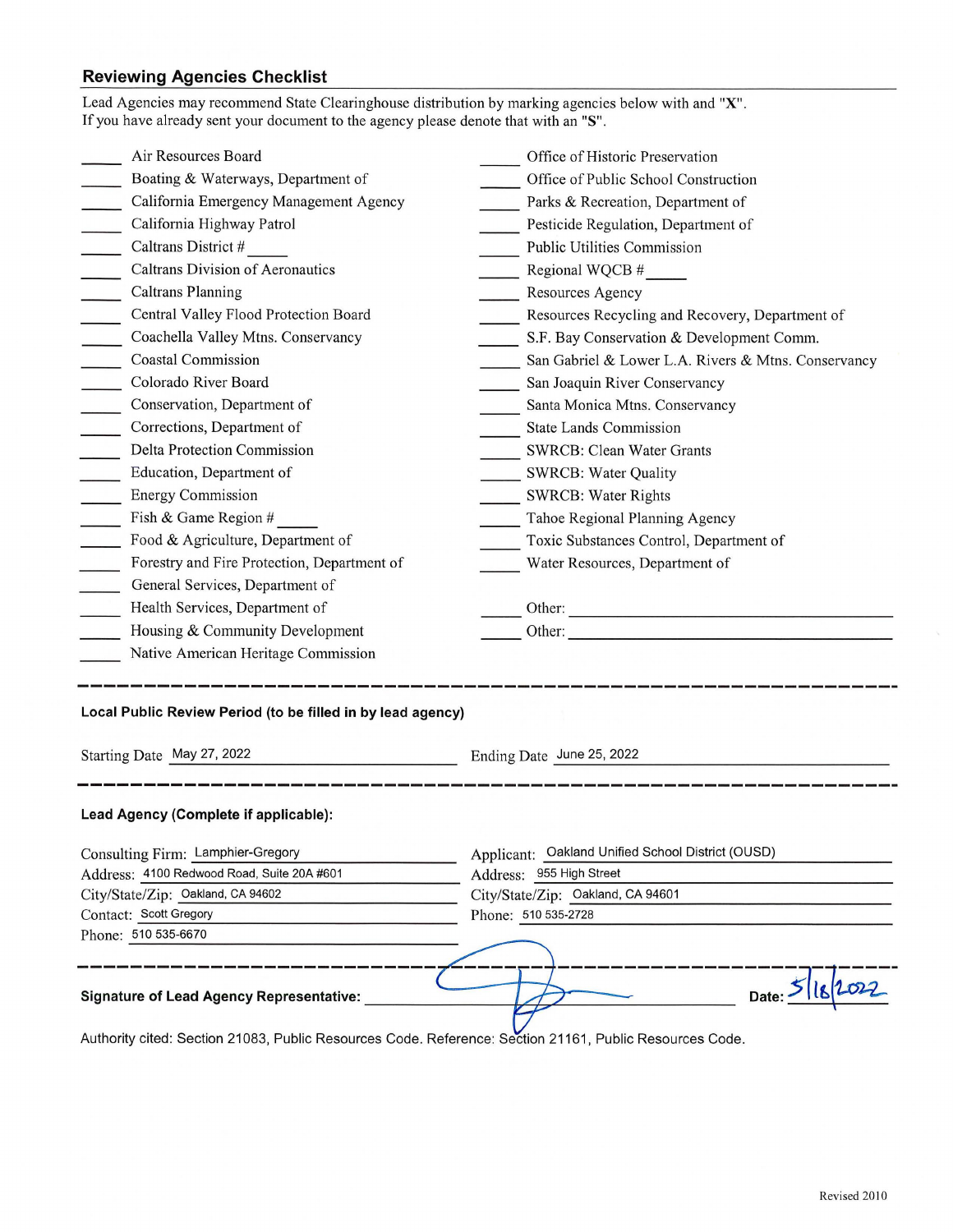## Reviewing Agencies Checklist

Lead Agencies may recommend State Clearinghouse distribution by marking agencies below with and "X".
If you have already sent your document to the agency please denote that with an "S".

_____ Air Resources Board
_____ Boating & Waterways, Department of
_____ California Emergency Management Agency
_____ California Highway Patrol
_____ Caltrans District # _____
_____ Caltrans Division of Aeronautics
_____ Caltrans Planning
_____ Central Valley Flood Protection Board
_____ Coachella Valley Mtns. Conservancy
_____ Coastal Commission
_____ Colorado River Board
_____ Conservation, Department of
_____ Corrections, Department of
_____ Delta Protection Commission
_____ Education, Department of
_____ Energy Commission
_____ Fish & Game Region # _____
_____ Food & Agriculture, Department of
_____ Forestry and Fire Protection, Department of
_____ General Services, Department of
_____ Health Services, Department of
_____ Housing & Community Development
_____ Native American Heritage Commission
_____ Office of Historic Preservation
_____ Office of Public School Construction
_____ Parks & Recreation, Department of
_____ Pesticide Regulation, Department of
_____ Public Utilities Commission
_____ Regional WQCB # _____
_____ Resources Agency
_____ Resources Recycling and Recovery, Department of
_____ S.F. Bay Conservation & Development Comm.
_____ San Gabriel & Lower L.A. Rivers & Mtns. Conservancy
_____ San Joaquin River Conservancy
_____ Santa Monica Mtns. Conservancy
_____ State Lands Commission
_____ SWRCB: Clean Water Grants
_____ SWRCB: Water Quality
_____ SWRCB: Water Rights
_____ Tahoe Regional Planning Agency
_____ Toxic Substances Control, Department of
_____ Water Resources, Department of

_____ Other: ____________________
_____ Other: ____________________

---

**Local Public Review Period (to be filled in by lead agency)**

Starting Date May 27, 2022

Ending Date June 25, 2022

---

**Lead Agency (Complete if applicable):**

Consulting Firm: Lamphier-Gregory
Address: 4100 Redwood Road, Suite 20A #601
City/State/Zip: Oakland, CA 94602
Contact: Scott Gregory
Phone: 510 535-6670

Applicant: Oakland Unified School District (OUSD)
Address: 955 High Street
City/State/Zip: Oakland, CA 94601
Phone: 510 535-2728

---

**Signature of Lead Agency Representative:** [signature]

**Date:** 5/18/2022

Authority cited: Section 21083, Public Resources Code. Reference: Section 21161, Public Resources Code.

Revised 2010